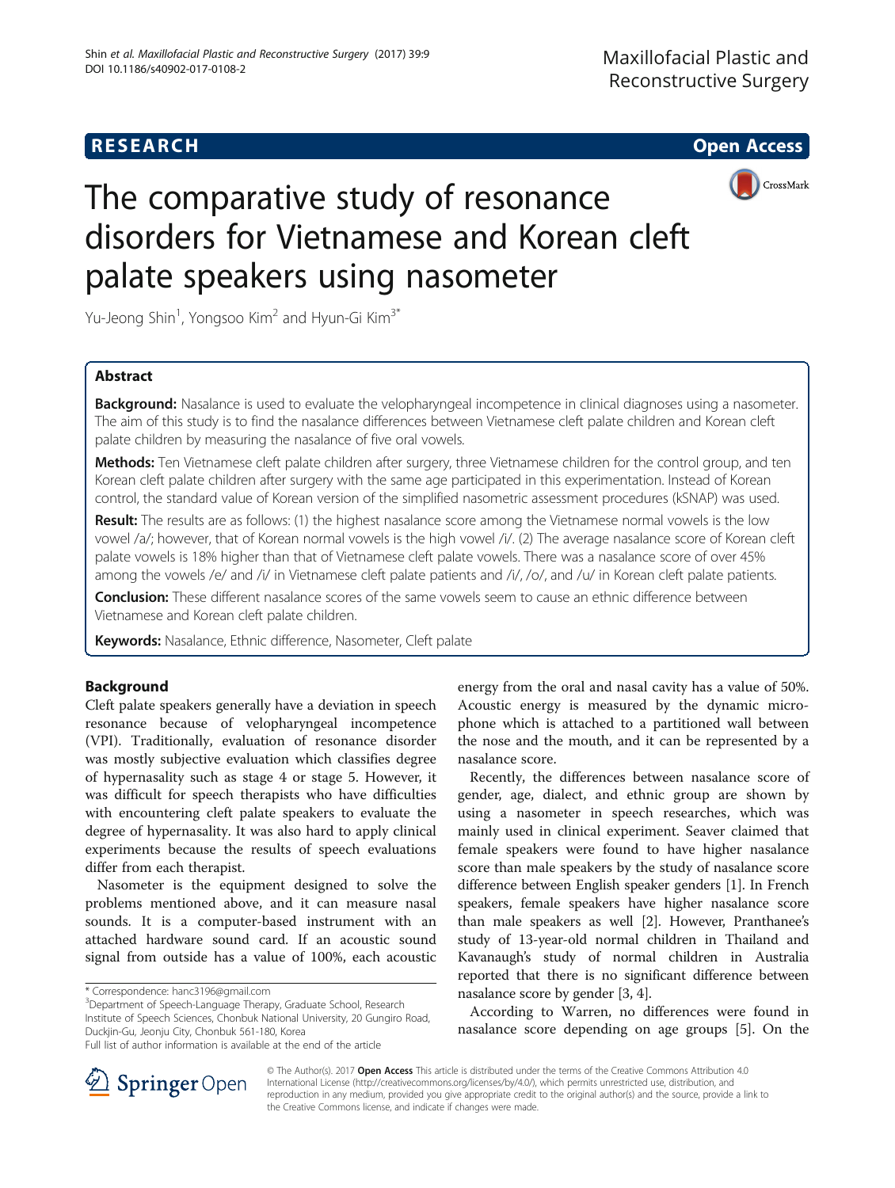**RESEARCH** **Open Access**

# The comparative study of resonance disorders for Vietnamese and Korean cleft palate speakers using nasometer

Yu-Jeong Shin[1], Yongsoo Kim[2] and Hyun-Gi Kim[3*]

## Abstract

**Background:** Nasalance is used to evaluate the velopharyngeal incompetence in clinical diagnoses using a nasometer. The aim of this study is to find the nasalance differences between Vietnamese cleft palate children and Korean cleft palate children by measuring the nasalance of five oral vowels.

**Methods:** Ten Vietnamese cleft palate children after surgery, three Vietnamese children for the control group, and ten Korean cleft palate children after surgery with the same age participated in this experimentation. Instead of Korean control, the standard value of Korean version of the simplified nasometric assessment procedures (kSNAP) was used.

**Result:** The results are as follows: (1) the highest nasalance score among the Vietnamese normal vowels is the low vowel /a/; however, that of Korean normal vowels is the high vowel /i/. (2) The average nasalance score of Korean cleft palate vowels is 18% higher than that of Vietnamese cleft palate vowels. There was a nasalance score of over 45% among the vowels /e/ and /i/ in Vietnamese cleft palate patients and /i/, /o/, and /u/ in Korean cleft palate patients.

**Conclusion:** These different nasalance scores of the same vowels seem to cause an ethnic difference between Vietnamese and Korean cleft palate children.

**Keywords:** Nasalance, Ethnic difference, Nasometer, Cleft palate

## Background

Cleft palate speakers generally have a deviation in speech resonance because of velopharyngeal incompetence (VPI). Traditionally, evaluation of resonance disorder was mostly subjective evaluation which classifies degree of hypernasality such as stage 4 or stage 5. However, it was difficult for speech therapists who have difficulties with encountering cleft palate speakers to evaluate the degree of hypernasality. It was also hard to apply clinical experiments because the results of speech evaluations differ from each therapist.

Nasometer is the equipment designed to solve the problems mentioned above, and it can measure nasal sounds. It is a computer-based instrument with an attached hardware sound card. If an acoustic sound signal from outside has a value of 100%, each acoustic energy from the oral and nasal cavity has a value of 50%. Acoustic energy is measured by the dynamic microphone which is attached to a partitioned wall between the nose and the mouth, and it can be represented by a nasalance score.

Recently, the differences between nasalance score of gender, age, dialect, and ethnic group are shown by using a nasometer in speech researches, which was mainly used in clinical experiment. Seaver claimed that female speakers were found to have higher nasalance score than male speakers by the study of nasalance score difference between English speaker genders [1]. In French speakers, female speakers have higher nasalance score than male speakers as well [2]. However, Pranthanee's study of 13-year-old normal children in Thailand and Kavanaugh's study of normal children in Australia reported that there is no significant difference between nasalance score by gender [3, 4].

According to Warren, no differences were found in nasalance score depending on age groups [5]. On the

\* Correspondence: hanc3196@gmail.com
[3]Department of Speech-Language Therapy, Graduate School, Research Institute of Speech Sciences, Chonbuk National University, 20 Gungiro Road, Duckjin-Gu, Jeonju City, Chonbuk 561-180, Korea
Full list of author information is available at the end of the article

© The Author(s). 2017 **Open Access** This article is distributed under the terms of the Creative Commons Attribution 4.0 International License (http://creativecommons.org/licenses/by/4.0/), which permits unrestricted use, distribution, and reproduction in any medium, provided you give appropriate credit to the original author(s) and the source, provide a link to the Creative Commons license, and indicate if changes were made.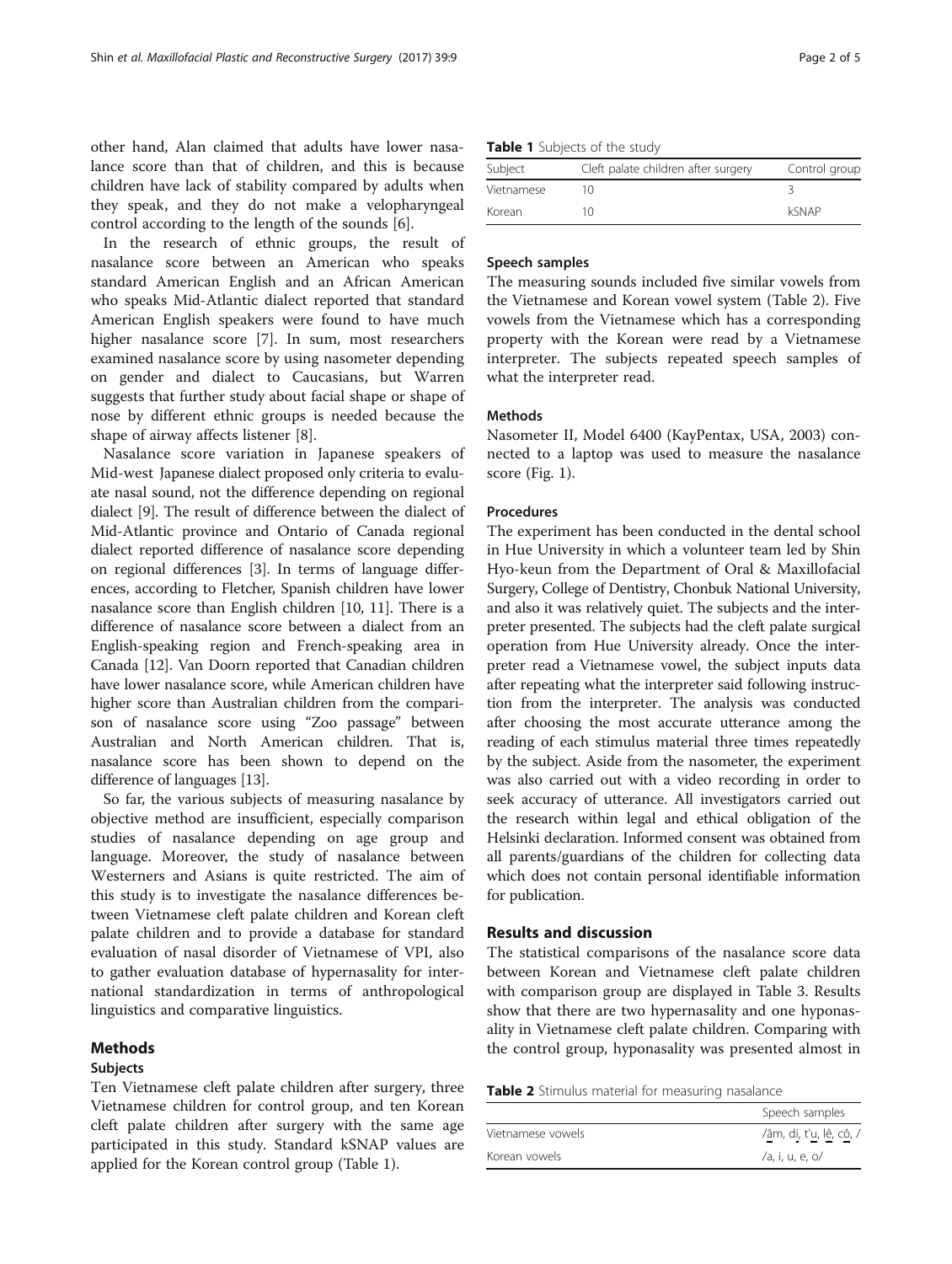other hand, Alan claimed that adults have lower nasalance score than that of children, and this is because children have lack of stability compared by adults when they speak, and they do not make a velopharyngeal control according to the length of the sounds [6].

In the research of ethnic groups, the result of nasalance score between an American who speaks standard American English and an African American who speaks Mid-Atlantic dialect reported that standard American English speakers were found to have much higher nasalance score [7]. In sum, most researchers examined nasalance score by using nasometer depending on gender and dialect to Caucasians, but Warren suggests that further study about facial shape or shape of nose by different ethnic groups is needed because the shape of airway affects listener [8].

Nasalance score variation in Japanese speakers of Mid-west Japanese dialect proposed only criteria to evaluate nasal sound, not the difference depending on regional dialect [9]. The result of difference between the dialect of Mid-Atlantic province and Ontario of Canada regional dialect reported difference of nasalance score depending on regional differences [3]. In terms of language differences, according to Fletcher, Spanish children have lower nasalance score than English children [10, 11]. There is a difference of nasalance score between a dialect from an English-speaking region and French-speaking area in Canada [12]. Van Doorn reported that Canadian children have lower nasalance score, while American children have higher score than Australian children from the comparison of nasalance score using "Zoo passage" between Australian and North American children. That is, nasalance score has been shown to depend on the difference of languages [13].

So far, the various subjects of measuring nasalance by objective method are insufficient, especially comparison studies of nasalance depending on age group and language. Moreover, the study of nasalance between Westerners and Asians is quite restricted. The aim of this study is to investigate the nasalance differences between Vietnamese cleft palate children and Korean cleft palate children and to provide a database for standard evaluation of nasal disorder of Vietnamese of VPI, also to gather evaluation database of hypernasality for international standardization in terms of anthropological linguistics and comparative linguistics.

## Methods

### Subjects

Ten Vietnamese cleft palate children after surgery, three Vietnamese children for control group, and ten Korean cleft palate children after surgery with the same age participated in this study. Standard kSNAP values are applied for the Korean control group (Table 1).

**Table 1** Subjects of the study

| Subject | Cleft palate children after surgery | Control group |
|---|---|---|
| Vietnamese | 10 | 3 |
| Korean | 10 | kSNAP |

### Speech samples

The measuring sounds included five similar vowels from the Vietnamese and Korean vowel system (Table 2). Five vowels from the Vietnamese which has a corresponding property with the Korean were read by a Vietnamese interpreter. The subjects repeated speech samples of what the interpreter read.

### Methods

Nasometer II, Model 6400 (KayPentax, USA, 2003) connected to a laptop was used to measure the nasalance score (Fig. 1).

### Procedures

The experiment has been conducted in the dental school in Hue University in which a volunteer team led by Shin Hyo-keun from the Department of Oral & Maxillofacial Surgery, College of Dentistry, Chonbuk National University, and also it was relatively quiet. The subjects and the interpreter presented. The subjects had the cleft palate surgical operation from Hue University already. Once the interpreter read a Vietnamese vowel, the subject inputs data after repeating what the interpreter said following instruction from the interpreter. The analysis was conducted after choosing the most accurate utterance among the reading of each stimulus material three times repeatedly by the subject. Aside from the nasometer, the experiment was also carried out with a video recording in order to seek accuracy of utterance. All investigators carried out the research within legal and ethical obligation of the Helsinki declaration. Informed consent was obtained from all parents/guardians of the children for collecting data which does not contain personal identifiable information for publication.

## Results and discussion

The statistical comparisons of the nasalance score data between Korean and Vietnamese cleft palate children with comparison group are displayed in Table 3. Results show that there are two hypernasality and one hyponasality in Vietnamese cleft palate children. Comparing with the control group, hyponasality was presented almost in

**Table 2** Stimulus material for measuring nasalance

| | Speech samples |
|---|---|
| Vietnamese vowels | /âm, di, t'u, lê, cô, / |
| Korean vowels | /a, i, u, e, o/ |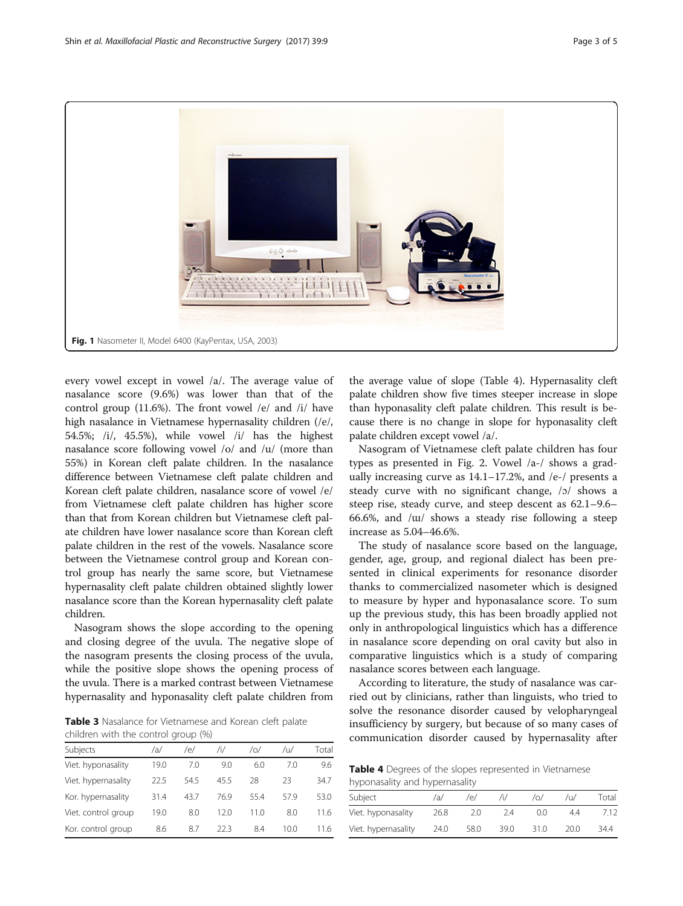Fig. 1 Nasometer II, Model 6400 (KayPentax, USA, 2003)

every vowel except in vowel /a/. The average value of nasalance score (9.6%) was lower than that of the control group (11.6%). The front vowel /e/ and /i/ have high nasalance in Vietnamese hypernasality children (/e/, 54.5%; /i/, 45.5%), while vowel /i/ has the highest nasalance score following vowel /o/ and /u/ (more than 55%) in Korean cleft palate children. In the nasalance difference between Vietnamese cleft palate children and Korean cleft palate children, nasalance score of vowel /e/ from Vietnamese cleft palate children has higher score than that from Korean children but Vietnamese cleft palate children have lower nasalance score than Korean cleft palate children in the rest of the vowels. Nasalance score between the Vietnamese control group and Korean control group has nearly the same score, but Vietnamese hypernasality cleft palate children obtained slightly lower nasalance score than the Korean hypernasality cleft palate children.

Nasogram shows the slope according to the opening and closing degree of the uvula. The negative slope of the nasogram presents the closing process of the uvula, while the positive slope shows the opening process of the uvula. There is a marked contrast between Vietnamese hypernasality and hyponasality cleft palate children from the average value of slope (Table 4). Hypernasality cleft palate children show five times steeper increase in slope than hyponasality cleft palate children. This result is because there is no change in slope for hyponasality cleft palate children except vowel /a/.

Nasogram of Vietnamese cleft palate children has four types as presented in Fig. 2. Vowel /a-/ shows a gradually increasing curve as 14.1–17.2%, and /e-/ presents a steady curve with no significant change, /ɔ/ shows a steep rise, steady curve, and steep descent as 62.1–9.6–66.6%, and /ɯ/ shows a steady rise following a steep increase as 5.04–46.6%.

The study of nasalance score based on the language, gender, age, group, and regional dialect has been presented in clinical experiments for resonance disorder thanks to commercialized nasometer which is designed to measure by hyper and hyponasalance score. To sum up the previous study, this has been broadly applied not only in anthropological linguistics which has a difference in nasalance score depending on oral cavity but also in comparative linguistics which is a study of comparing nasalance scores between each language.

According to literature, the study of nasalance was carried out by clinicians, rather than linguists, who tried to solve the resonance disorder caused by velopharyngeal insufficiency by surgery, but because of so many cases of communication disorder caused by hypernasality after

**Table 3** Nasalance for Vietnamese and Korean cleft palate children with the control group (%)

| Subjects | /a/ | /e/ | /i/ | /o/ | /u/ | Total |
|---|---|---|---|---|---|---|
| Viet. hyponasality | 19.0 | 7.0 | 9.0 | 6.0 | 7.0 | 9.6 |
| Viet. hypernasality | 22.5 | 54.5 | 45.5 | 28 | 23 | 34.7 |
| Kor. hypernasality | 31.4 | 43.7 | 76.9 | 55.4 | 57.9 | 53.0 |
| Viet. control group | 19.0 | 8.0 | 12.0 | 11.0 | 8.0 | 11.6 |
| Kor. control group | 8.6 | 8.7 | 22.3 | 8.4 | 10.0 | 11.6 |

**Table 4** Degrees of the slopes represented in Vietnamese hyponasality and hypernasality

| Subject | /a/ | /e/ | /i/ | /o/ | /u/ | Total |
|---|---|---|---|---|---|---|
| Viet. hyponasality | 26.8 | 2.0 | 2.4 | 0.0 | 4.4 | 7.12 |
| Viet. hypernasality | 24.0 | 58.0 | 39.0 | 31.0 | 20.0 | 34.4 |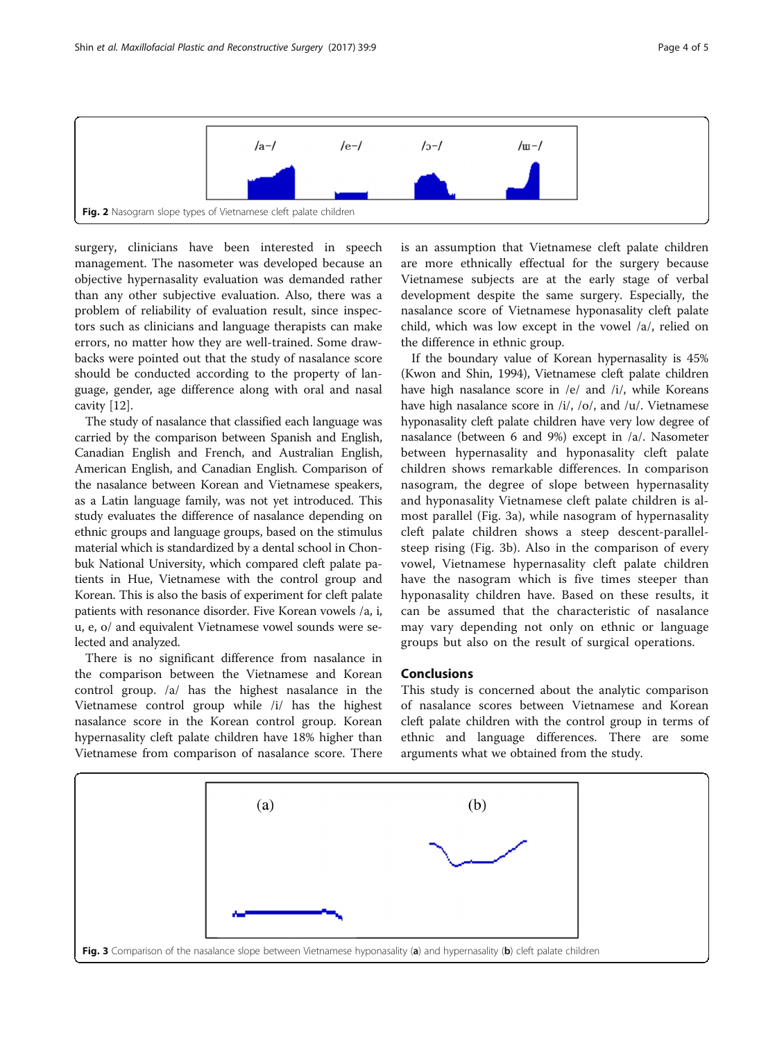Fig. 2 Nasogram slope types of Vietnamese cleft palate children

surgery, clinicians have been interested in speech management. The nasometer was developed because an objective hypernasality evaluation was demanded rather than any other subjective evaluation. Also, there was a problem of reliability of evaluation result, since inspectors such as clinicians and language therapists can make errors, no matter how they are well-trained. Some drawbacks were pointed out that the study of nasalance score should be conducted according to the property of language, gender, age difference along with oral and nasal cavity [12].

The study of nasalance that classified each language was carried by the comparison between Spanish and English, Canadian English and French, and Australian English, American English, and Canadian English. Comparison of the nasalance between Korean and Vietnamese speakers, as a Latin language family, was not yet introduced. This study evaluates the difference of nasalance depending on ethnic groups and language groups, based on the stimulus material which is standardized by a dental school in Chonbuk National University, which compared cleft palate patients in Hue, Vietnamese with the control group and Korean. This is also the basis of experiment for cleft palate patients with resonance disorder. Five Korean vowels /a, i, u, e, o/ and equivalent Vietnamese vowel sounds were selected and analyzed.

There is no significant difference from nasalance in the comparison between the Vietnamese and Korean control group. /a/ has the highest nasalance in the Vietnamese control group while /i/ has the highest nasalance score in the Korean control group. Korean hypernasality cleft palate children have 18% higher than Vietnamese from comparison of nasalance score. There is an assumption that Vietnamese cleft palate children are more ethnically effectual for the surgery because Vietnamese subjects are at the early stage of verbal development despite the same surgery. Especially, the nasalance score of Vietnamese hyponasality cleft palate child, which was low except in the vowel /a/, relied on the difference in ethnic group.

If the boundary value of Korean hypernasality is 45% (Kwon and Shin, 1994), Vietnamese cleft palate children have high nasalance score in /e/ and /i/, while Koreans have high nasalance score in /i/, /o/, and /u/. Vietnamese hyponasality cleft palate children have very low degree of nasalance (between 6 and 9%) except in /a/. Nasometer between hypernasality and hyponasality cleft palate children shows remarkable differences. In comparison nasogram, the degree of slope between hypernasality and hyponasality Vietnamese cleft palate children is almost parallel (Fig. 3a), while nasogram of hypernasality cleft palate children shows a steep descent-parallel-steep rising (Fig. 3b). Also in the comparison of every vowel, Vietnamese hypernasality cleft palate children have the nasogram which is five times steeper than hyponasality children have. Based on these results, it can be assumed that the characteristic of nasalance may vary depending not only on ethnic or language groups but also on the result of surgical operations.

## Conclusions

This study is concerned about the analytic comparison of nasalance scores between Vietnamese and Korean cleft palate children with the control group in terms of ethnic and language differences. There are some arguments what we obtained from the study.

Fig. 3 Comparison of the nasalance slope between Vietnamese hyponasality (**a**) and hypernasality (**b**) cleft palate children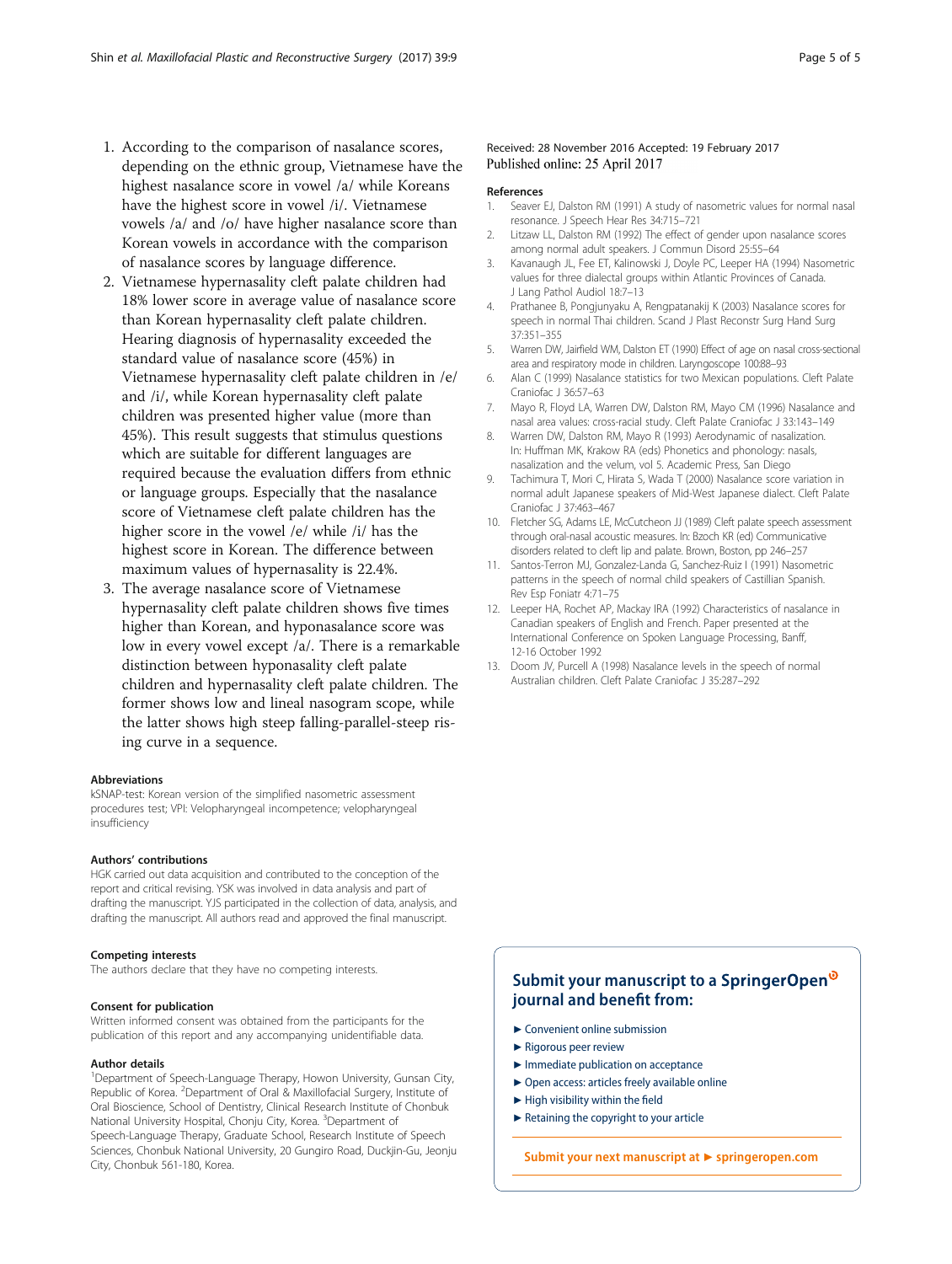1. According to the comparison of nasalance scores, depending on the ethnic group, Vietnamese have the highest nasalance score in vowel /a/ while Koreans have the highest score in vowel /i/. Vietnamese vowels /a/ and /o/ have higher nasalance score than Korean vowels in accordance with the comparison of nasalance scores by language difference.
2. Vietnamese hypernasality cleft palate children had 18% lower score in average value of nasalance score than Korean hypernasality cleft palate children. Hearing diagnosis of hypernasality exceeded the standard value of nasalance score (45%) in Vietnamese hypernasality cleft palate children in /e/ and /i/, while Korean hypernasality cleft palate children was presented higher value (more than 45%). This result suggests that stimulus questions which are suitable for different languages are required because the evaluation differs from ethnic or language groups. Especially that the nasalance score of Vietnamese cleft palate children has the higher score in the vowel /e/ while /i/ has the highest score in Korean. The difference between maximum values of hypernasality is 22.4%.
3. The average nasalance score of Vietnamese hypernasality cleft palate children shows five times higher than Korean, and hyponasalance score was low in every vowel except /a/. There is a remarkable distinction between hyponasality cleft palate children and hypernasality cleft palate children. The former shows low and lineal nasogram scope, while the latter shows high steep falling-parallel-steep rising curve in a sequence.

#### Abbreviations

kSNAP-test: Korean version of the simplified nasometric assessment procedures test; VPI: Velopharyngeal incompetence; velopharyngeal insufficiency

#### Authors' contributions

HGK carried out data acquisition and contributed to the conception of the report and critical revising. YSK was involved in data analysis and part of drafting the manuscript. YJS participated in the collection of data, analysis, and drafting the manuscript. All authors read and approved the final manuscript.

#### Competing interests

The authors declare that they have no competing interests.

#### Consent for publication

Written informed consent was obtained from the participants for the publication of this report and any accompanying unidentifiable data.

#### Author details

[1]Department of Speech-Language Therapy, Howon University, Gunsan City, Republic of Korea. [2]Department of Oral & Maxillofacial Surgery, Institute of Oral Bioscience, School of Dentistry, Clinical Research Institute of Chonbuk National University Hospital, Chonju City, Korea. [3]Department of Speech-Language Therapy, Graduate School, Research Institute of Speech Sciences, Chonbuk National University, 20 Gungiro Road, Duckjin-Gu, Jeonju City, Chonbuk 561-180, Korea.

Received: 28 November 2016 Accepted: 19 February 2017
Published online: 25 April 2017

#### References

1. Seaver EJ, Dalston RM (1991) A study of nasometric values for normal nasal resonance. J Speech Hear Res 34:715–721
2. Litzaw LL, Dalston RM (1992) The effect of gender upon nasalance scores among normal adult speakers. J Commun Disord 25:55–64
3. Kavanaugh JL, Fee ET, Kalinowski J, Doyle PC, Leeper HA (1994) Nasometric values for three dialectal groups within Atlantic Provinces of Canada. J Lang Pathol Audiol 18:7–13
4. Prathanee B, Pongjunyaku A, Rengpatanakij K (2003) Nasalance scores for speech in normal Thai children. Scand J Plast Reconstr Surg Hand Surg 37:351–355
5. Warren DW, Jairfield WM, Dalston ET (1990) Effect of age on nasal cross-sectional area and respiratory mode in children. Laryngoscope 100:88–93
6. Alan C (1999) Nasalance statistics for two Mexican populations. Cleft Palate Craniofac J 36:57–63
7. Mayo R, Floyd LA, Warren DW, Dalston RM, Mayo CM (1996) Nasalance and nasal area values: cross-racial study. Cleft Palate Craniofac J 33:143–149
8. Warren DW, Dalston RM, Mayo R (1993) Aerodynamic of nasalization. In: Huffman MK, Krakow RA (eds) Phonetics and phonology: nasals, nasalization and the velum, vol 5. Academic Press, San Diego
9. Tachimura T, Mori C, Hirata S, Wada T (2000) Nasalance score variation in normal adult Japanese speakers of Mid-West Japanese dialect. Cleft Palate Craniofac J 37:463–467
10. Fletcher SG, Adams LE, McCutcheon JJ (1989) Cleft palate speech assessment through oral-nasal acoustic measures. In: Bzoch KR (ed) Communicative disorders related to cleft lip and palate. Brown, Boston, pp 246–257
11. Santos-Terron MJ, Gonzalez-Landa G, Sanchez-Ruiz I (1991) Nasometric patterns in the speech of normal child speakers of Castillian Spanish. Rev Esp Foniatr 4:71–75
12. Leeper HA, Rochet AP, Mackay IRA (1992) Characteristics of nasalance in Canadian speakers of English and French. Paper presented at the International Conference on Spoken Language Processing, Banff, 12-16 October 1992
13. Doom JV, Purcell A (1998) Nasalance levels in the speech of normal Australian children. Cleft Palate Craniofac J 35:287–292